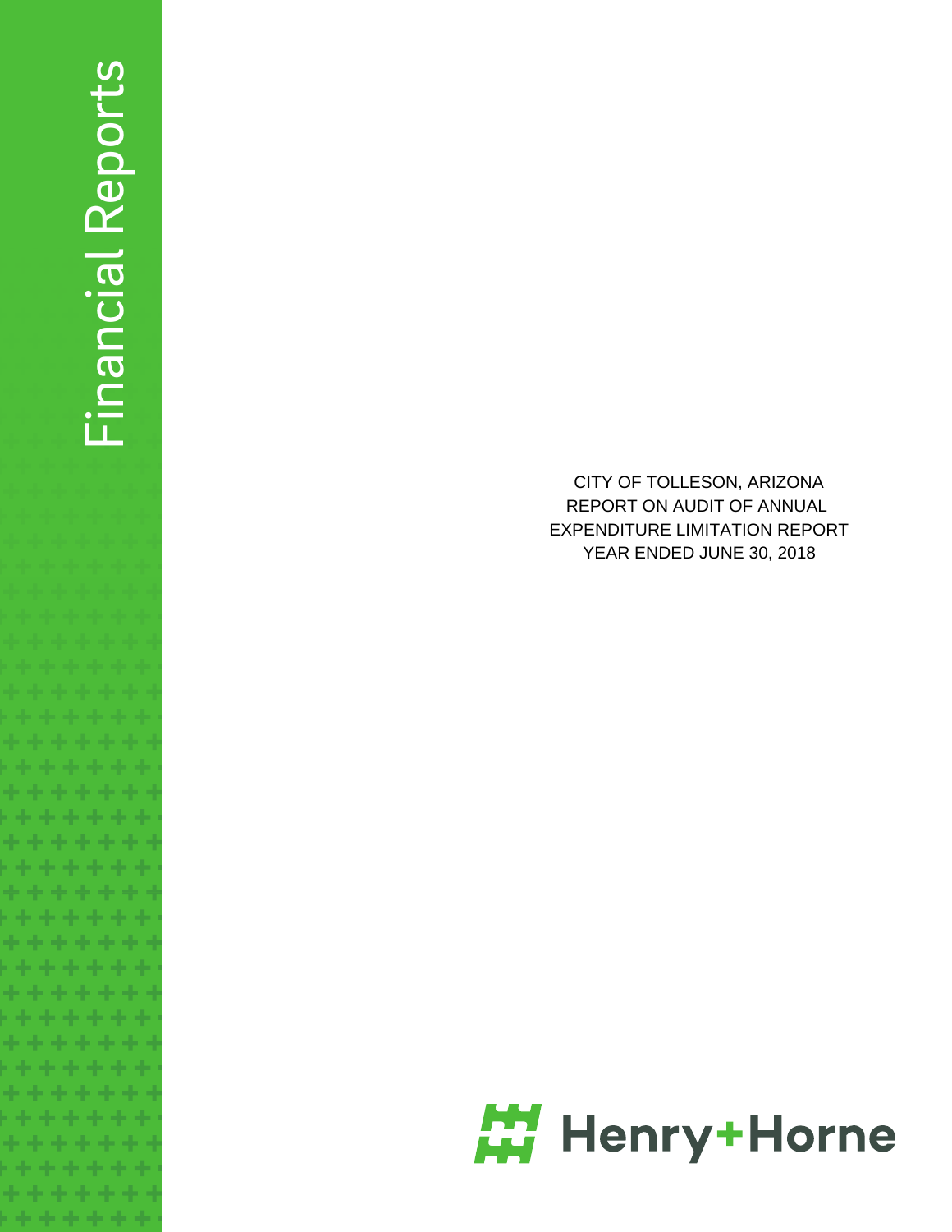Financial Reports

# CITY OF TOLLESON, ARIZONA
## REPORT ON AUDIT OF ANNUAL EXPENDITURE LIMITATION REPORT
## YEAR ENDED JUNE 30, 2018

Henry+Horne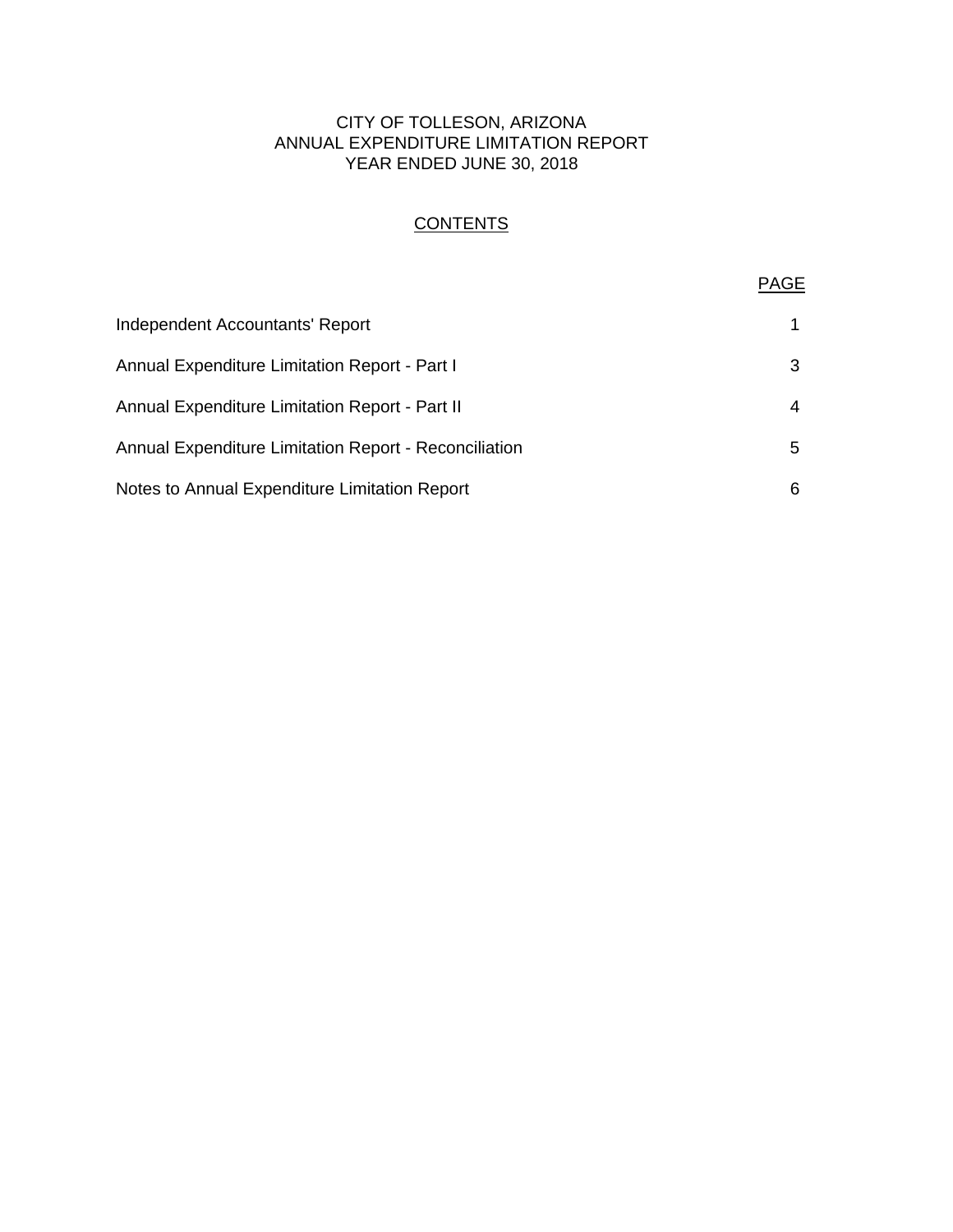# CITY OF TOLLESON, ARIZONA
## ANNUAL EXPENDITURE LIMITATION REPORT
## YEAR ENDED JUNE 30, 2018

### CONTENTS

| | PAGE |
|---|---|
| Independent Accountants' Report | 1 |
| Annual Expenditure Limitation Report - Part I | 3 |
| Annual Expenditure Limitation Report - Part II | 4 |
| Annual Expenditure Limitation Report - Reconciliation | 5 |
| Notes to Annual Expenditure Limitation Report | 6 |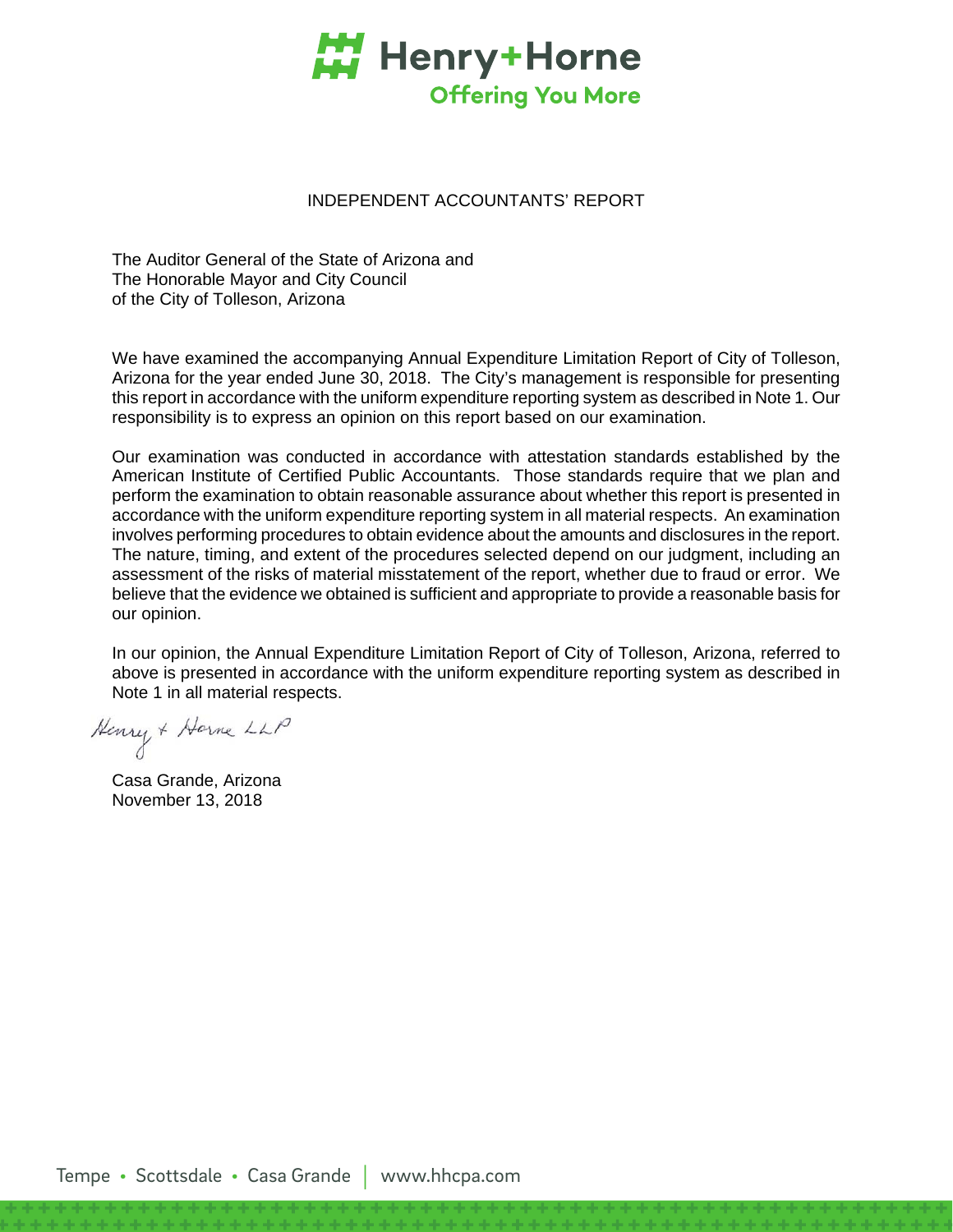Henry+Horne

Offering You More

# INDEPENDENT ACCOUNTANTS' REPORT

The Auditor General of the State of Arizona and
The Honorable Mayor and City Council
of the City of Tolleson, Arizona

We have examined the accompanying Annual Expenditure Limitation Report of City of Tolleson, Arizona for the year ended June 30, 2018. The City's management is responsible for presenting this report in accordance with the uniform expenditure reporting system as described in Note 1. Our responsibility is to express an opinion on this report based on our examination.

Our examination was conducted in accordance with attestation standards established by the American Institute of Certified Public Accountants. Those standards require that we plan and perform the examination to obtain reasonable assurance about whether this report is presented in accordance with the uniform expenditure reporting system in all material respects. An examination involves performing procedures to obtain evidence about the amounts and disclosures in the report. The nature, timing, and extent of the procedures selected depend on our judgment, including an assessment of the risks of material misstatement of the report, whether due to fraud or error. We believe that the evidence we obtained is sufficient and appropriate to provide a reasonable basis for our opinion.

In our opinion, the Annual Expenditure Limitation Report of City of Tolleson, Arizona, referred to above is presented in accordance with the uniform expenditure reporting system as described in Note 1 in all material respects.

Henry + Horne LLP

Casa Grande, Arizona
November 13, 2018

Tempe • Scottsdale • Casa Grande | www.hhcpa.com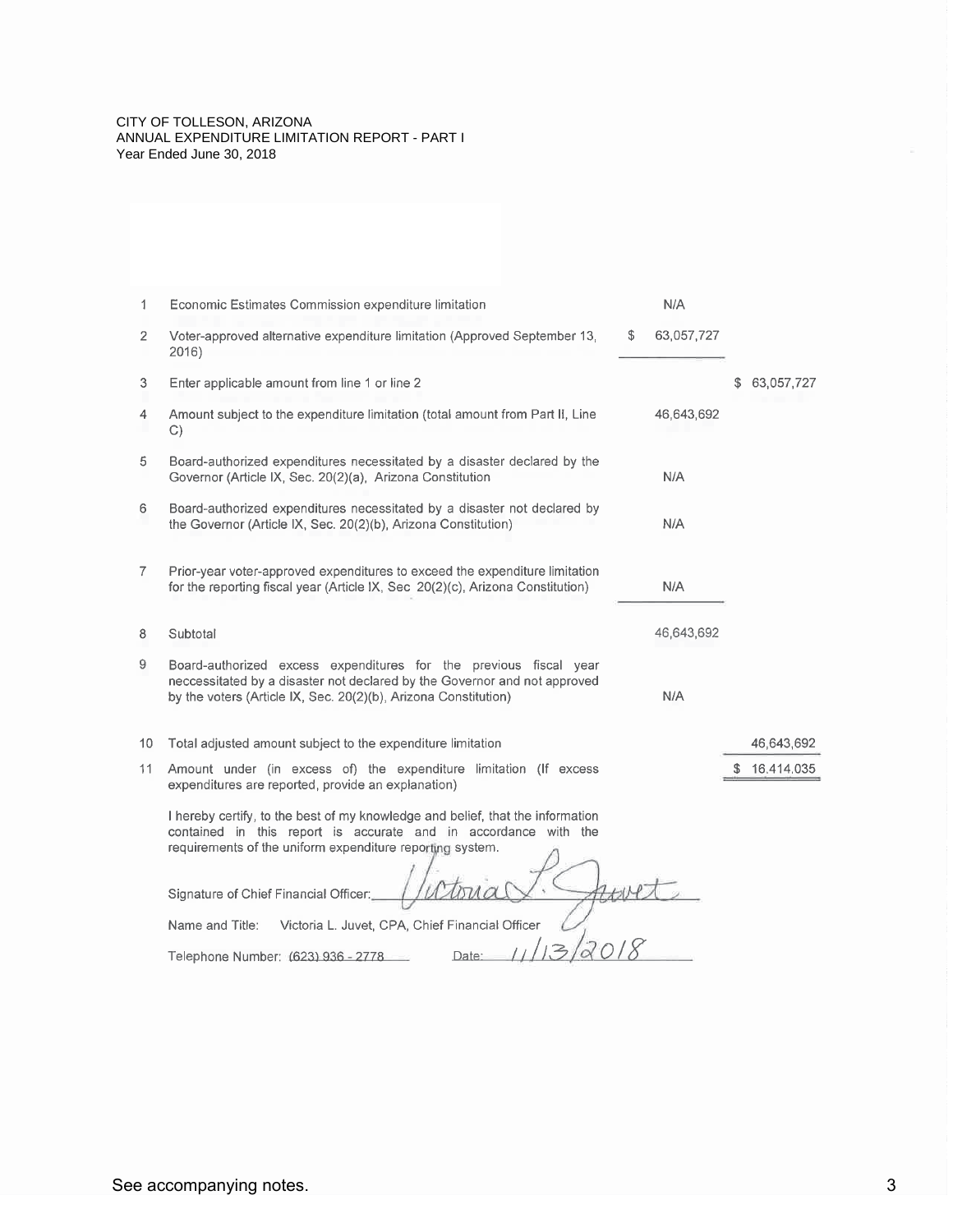CITY OF TOLLESON, ARIZONA
ANNUAL EXPENDITURE LIMITATION REPORT - PART I
Year Ended June 30, 2018

| | | | |
|---|---|---|---|
| 1 | Economic Estimates Commission expenditure limitation | N/A | |
| 2 | Voter-approved alternative expenditure limitation (Approved September 13, 2016) | $ 63,057,727 | |
| 3 | Enter applicable amount from line 1 or line 2 | | $ 63,057,727 |
| 4 | Amount subject to the expenditure limitation (total amount from Part II, Line C) | 46,643,692 | |
| 5 | Board-authorized expenditures necessitated by a disaster declared by the Governor (Article IX, Sec. 20(2)(a), Arizona Constitution | N/A | |
| 6 | Board-authorized expenditures necessitated by a disaster not declared by the Governor (Article IX, Sec. 20(2)(b), Arizona Constitution) | N/A | |
| 7 | Prior-year voter-approved expenditures to exceed the expenditure limitation for the reporting fiscal year (Article IX, Sec 20(2)(c), Arizona Constitution) | N/A | |
| 8 | Subtotal | 46,643,692 | |
| 9 | Board-authorized excess expenditures for the previous fiscal year neccessitated by a disaster not declared by the Governor and not approved by the voters (Article IX, Sec. 20(2)(b), Arizona Constitution) | N/A | |
| 10 | Total adjusted amount subject to the expenditure limitation | | 46,643,692 |
| 11 | Amount under (in excess of) the expenditure limitation (If excess expenditures are reported, provide an explanation) | | $ 16,414,035 |

I hereby certify, to the best of my knowledge and belief, that the information contained in this report is accurate and in accordance with the requirements of the uniform expenditure reporting system.

Signature of Chief Financial Officer: Victoria L. Juvet

Name and Title: Victoria L. Juvet, CPA, Chief Financial Officer

Telephone Number: (623) 936 - 2778 Date: 11/13/2018

See accompanying notes.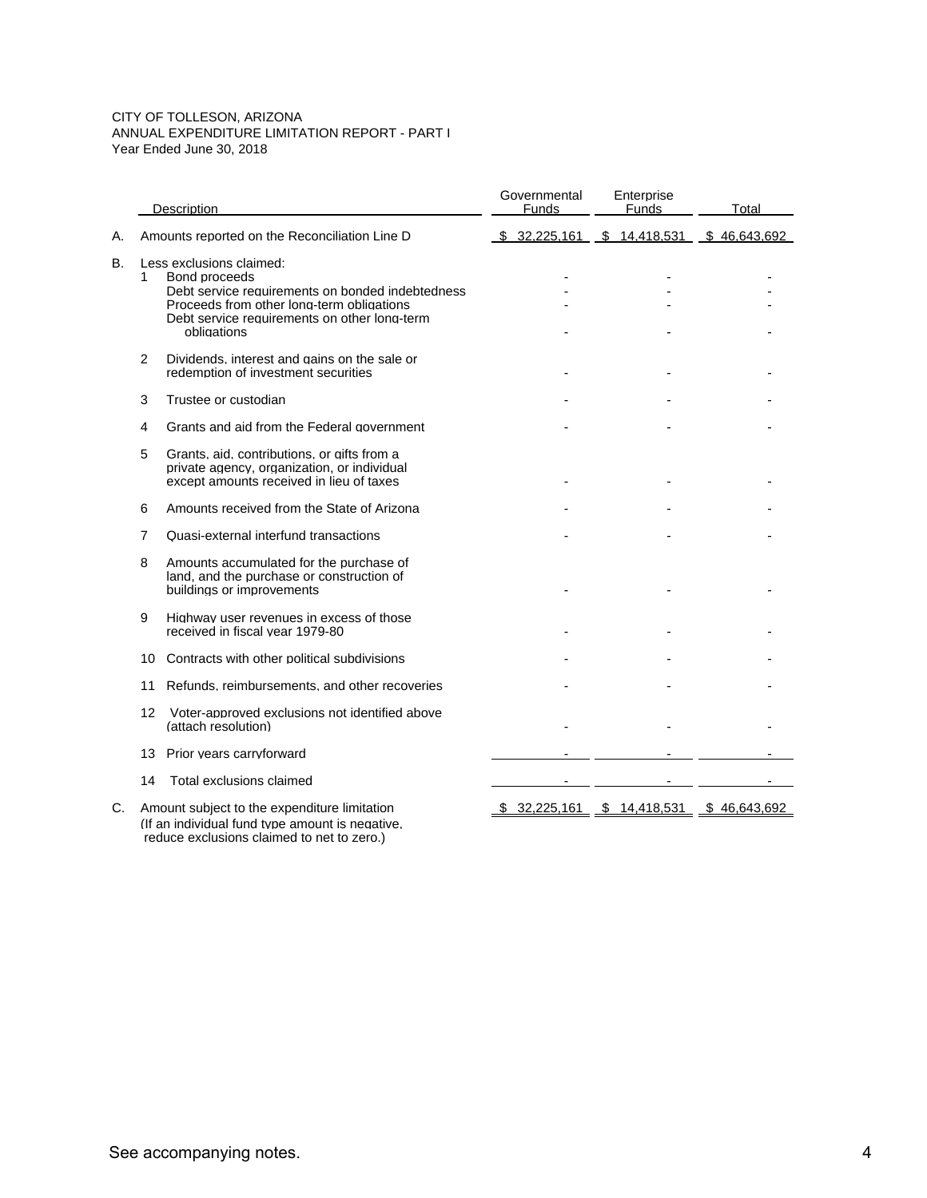CITY OF TOLLESON, ARIZONA
ANNUAL EXPENDITURE LIMITATION REPORT - PART I
Year Ended June 30, 2018

| | | Description | Governmental Funds | Enterprise Funds | Total |
|---|---|---|---|---|---|
| A. | | Amounts reported on the Reconciliation Line D | $ 32,225,161 | $ 14,418,531 | $ 46,643,692 |
| B. | | Less exclusions claimed: | | | |
| | 1 | Bond proceeds | - | - | - |
| | | Debt service requirements on bonded indebtedness | - | - | - |
| | | Proceeds from other long-term obligations | - | - | - |
| | | Debt service requirements on other long-term obligations | - | - | - |
| | 2 | Dividends, interest and gains on the sale or redemption of investment securities | - | - | - |
| | 3 | Trustee or custodian | - | - | - |
| | 4 | Grants and aid from the Federal government | - | - | - |
| | 5 | Grants, aid, contributions, or gifts from a private agency, organization, or individual except amounts received in lieu of taxes | - | - | - |
| | 6 | Amounts received from the State of Arizona | - | - | - |
| | 7 | Quasi-external interfund transactions | - | - | - |
| | 8 | Amounts accumulated for the purchase of land, and the purchase or construction of buildings or improvements | - | - | - |
| | 9 | Highway user revenues in excess of those received in fiscal year 1979-80 | - | - | - |
| | 10 | Contracts with other political subdivisions | - | - | - |
| | 11 | Refunds, reimbursements, and other recoveries | - | - | - |
| | 12 | Voter-approved exclusions not identified above (attach resolution) | - | - | - |
| | 13 | Prior years carryforward | - | - | - |
| | 14 | Total exclusions claimed | - | - | - |
| C. | | Amount subject to the expenditure limitation (If an individual fund type amount is negative, reduce exclusions claimed to net to zero.) | $ 32,225,161 | $ 14,418,531 | $ 46,643,692 |

See accompanying notes.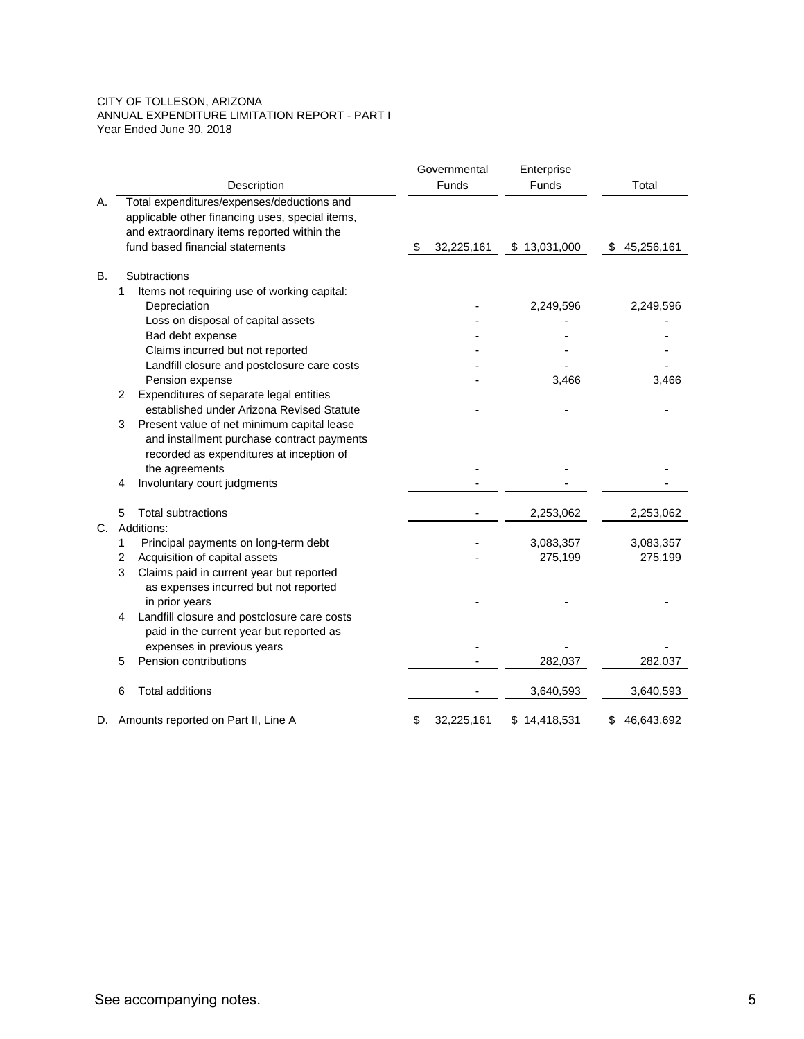CITY OF TOLLESON, ARIZONA
ANNUAL EXPENDITURE LIMITATION REPORT - PART I
Year Ended June 30, 2018

| | Description | Governmental Funds | Enterprise Funds | Total |
|---|---|---|---|---|
| A. | Total expenditures/expenses/deductions and applicable other financing uses, special items, and extraordinary items reported within the fund based financial statements | $ 32,225,161 | $ 13,031,000 | $ 45,256,161 |
| B. | Subtractions | | | |
| | 1 Items not requiring use of working capital: | | | |
| | Depreciation | - | 2,249,596 | 2,249,596 |
| | Loss on disposal of capital assets | - | - | - |
| | Bad debt expense | - | - | - |
| | Claims incurred but not reported | - | - | - |
| | Landfill closure and postclosure care costs | - | - | - |
| | Pension expense | - | 3,466 | 3,466 |
| | 2 Expenditures of separate legal entities established under Arizona Revised Statute | - | - | - |
| | 3 Present value of net minimum capital lease and installment purchase contract payments recorded as expenditures at inception of the agreements | - | - | - |
| | 4 Involuntary court judgments | - | - | - |
| | 5 Total subtractions | - | 2,253,062 | 2,253,062 |
| C. | Additions: | | | |
| | 1 Principal payments on long-term debt | - | 3,083,357 | 3,083,357 |
| | 2 Acquisition of capital assets | - | 275,199 | 275,199 |
| | 3 Claims paid in current year but reported as expenses incurred but not reported in prior years | - | - | - |
| | 4 Landfill closure and postclosure care costs paid in the current year but reported as expenses in previous years | - | - | - |
| | 5 Pension contributions | - | 282,037 | 282,037 |
| | 6 Total additions | - | 3,640,593 | 3,640,593 |
| D. | Amounts reported on Part II, Line A | $ 32,225,161 | $ 14,418,531 | $ 46,643,692 |

See accompanying notes.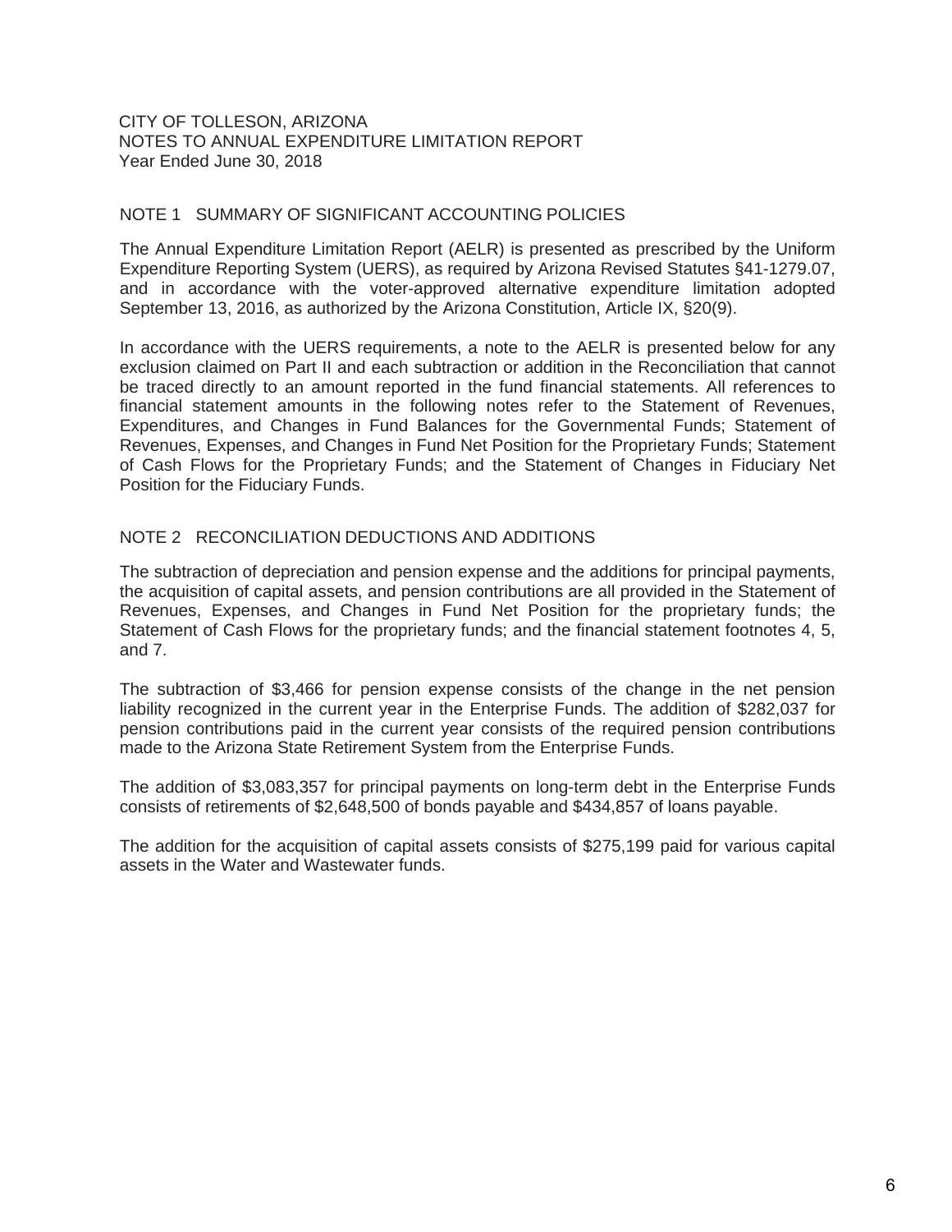CITY OF TOLLESON, ARIZONA
NOTES TO ANNUAL EXPENDITURE LIMITATION REPORT
Year Ended June 30, 2018

## NOTE 1 SUMMARY OF SIGNIFICANT ACCOUNTING POLICIES

The Annual Expenditure Limitation Report (AELR) is presented as prescribed by the Uniform Expenditure Reporting System (UERS), as required by Arizona Revised Statutes §41-1279.07, and in accordance with the voter-approved alternative expenditure limitation adopted September 13, 2016, as authorized by the Arizona Constitution, Article IX, §20(9).

In accordance with the UERS requirements, a note to the AELR is presented below for any exclusion claimed on Part II and each subtraction or addition in the Reconciliation that cannot be traced directly to an amount reported in the fund financial statements. All references to financial statement amounts in the following notes refer to the Statement of Revenues, Expenditures, and Changes in Fund Balances for the Governmental Funds; Statement of Revenues, Expenses, and Changes in Fund Net Position for the Proprietary Funds; Statement of Cash Flows for the Proprietary Funds; and the Statement of Changes in Fiduciary Net Position for the Fiduciary Funds.

## NOTE 2 RECONCILIATION DEDUCTIONS AND ADDITIONS

The subtraction of depreciation and pension expense and the additions for principal payments, the acquisition of capital assets, and pension contributions are all provided in the Statement of Revenues, Expenses, and Changes in Fund Net Position for the proprietary funds; the Statement of Cash Flows for the proprietary funds; and the financial statement footnotes 4, 5, and 7.

The subtraction of $3,466 for pension expense consists of the change in the net pension liability recognized in the current year in the Enterprise Funds. The addition of $282,037 for pension contributions paid in the current year consists of the required pension contributions made to the Arizona State Retirement System from the Enterprise Funds.

The addition of $3,083,357 for principal payments on long-term debt in the Enterprise Funds consists of retirements of $2,648,500 of bonds payable and $434,857 of loans payable.

The addition for the acquisition of capital assets consists of $275,199 paid for various capital assets in the Water and Wastewater funds.